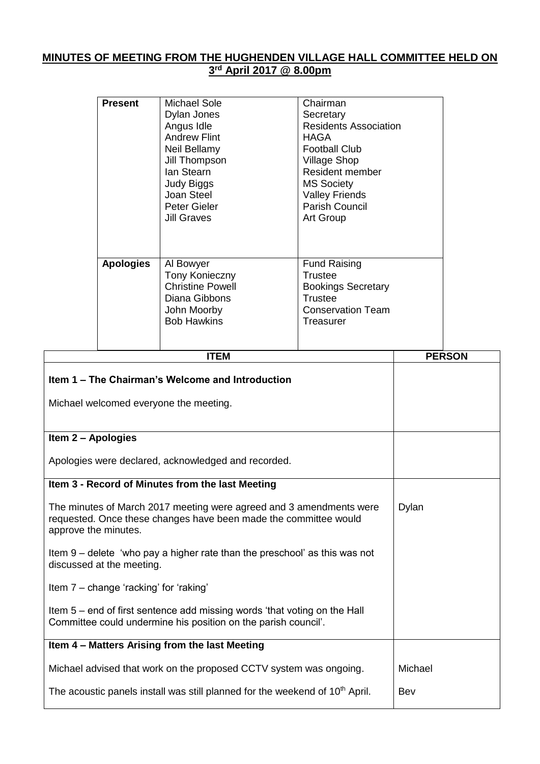# MINUTES OF MEETING FROM THE HUGHENDEN VILLAGE HALL COMMITTEE HELD ON 3rd April 2017 @ 8.00pm

| | | |
|---|---|---|
| **Present** | Michael Sole | Chairman |
| | Dylan Jones | Secretary |
| | Angus Idle | Residents Association |
| | Andrew Flint | HAGA |
| | Neil Bellamy | Football Club |
| | Jill Thompson | Village Shop |
| | Ian Stearn | Resident member |
| | Judy Biggs | MS Society |
| | Joan Steel | Valley Friends |
| | Peter Gieler | Parish Council |
| | Jill Graves | Art Group |
| **Apologies** | Al Bowyer | Fund Raising |
| | Tony Konieczny | Trustee |
| | Christine Powell | Bookings Secretary |
| | Diana Gibbons | Trustee |
| | John Moorby | Conservation Team |
| | Bob Hawkins | Treasurer |

| ITEM | PERSON |
|---|---|
| **Item 1 – The Chairman's Welcome and Introduction**<br><br>Michael welcomed everyone the meeting. | |
| **Item 2 – Apologies**<br><br>Apologies were declared, acknowledged and recorded. | |
| **Item 3 - Record of Minutes from the last Meeting**<br><br>The minutes of March 2017 meeting were agreed and 3 amendments were requested. Once these changes have been made the committee would approve the minutes.<br><br>Item 9 – delete 'who pay a higher rate than the preschool' as this was not discussed at the meeting.<br><br>Item 7 – change 'racking' for 'raking'<br><br>Item 5 – end of first sentence add missing words 'that voting on the Hall Committee could undermine his position on the parish council'. | Dylan |
| **Item 4 – Matters Arising from the last Meeting**<br><br>Michael advised that work on the proposed CCTV system was ongoing.<br><br>The acoustic panels install was still planned for the weekend of 10th April. | Michael<br><br>Bev |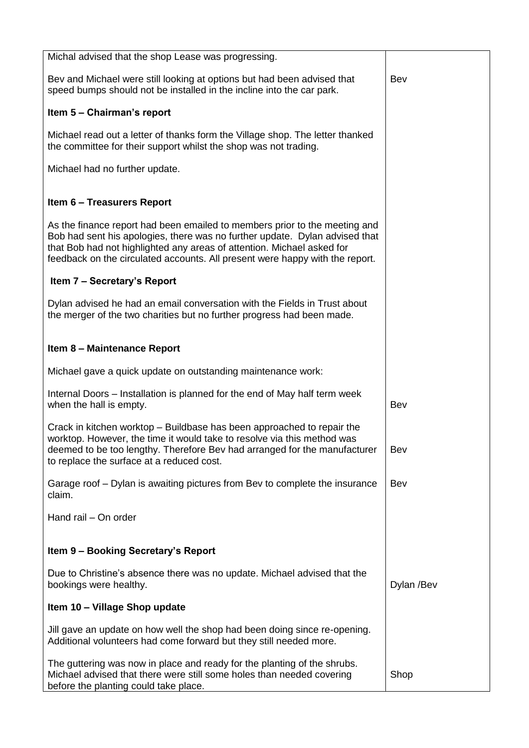| | |
|---|---|
| Michal advised that the shop Lease was progressing. | |
| Bev and Michael were still looking at options but had been advised that speed bumps should not be installed in the incline into the car park. | Bev |
| **Item 5 – Chairman's report** | |
| Michael read out a letter of thanks form the Village shop. The letter thanked the committee for their support whilst the shop was not trading. | |
| Michael had no further update. | |
| **Item 6 – Treasurers Report** | |
| As the finance report had been emailed to members prior to the meeting and Bob had sent his apologies, there was no further update. Dylan advised that that Bob had not highlighted any areas of attention. Michael asked for feedback on the circulated accounts. All present were happy with the report. | |
| **Item 7 – Secretary's Report** | |
| Dylan advised he had an email conversation with the Fields in Trust about the merger of the two charities but no further progress had been made. | |
| **Item 8 – Maintenance Report** | |
| Michael gave a quick update on outstanding maintenance work: | |
| Internal Doors – Installation is planned for the end of May half term week when the hall is empty. | Bev |
| Crack in kitchen worktop – Buildbase has been approached to repair the worktop. However, the time it would take to resolve via this method was deemed to be too lengthy. Therefore Bev had arranged for the manufacturer to replace the surface at a reduced cost. | Bev |
| Garage roof – Dylan is awaiting pictures from Bev to complete the insurance claim. | Bev |
| Hand rail – On order | |
| **Item 9 – Booking Secretary's Report** | |
| Due to Christine's absence there was no update. Michael advised that the bookings were healthy. | Dylan /Bev |
| **Item 10 – Village Shop update** | |
| Jill gave an update on how well the shop had been doing since re-opening. Additional volunteers had come forward but they still needed more. | |
| The guttering was now in place and ready for the planting of the shrubs. Michael advised that there were still some holes than needed covering before the planting could take place. | Shop |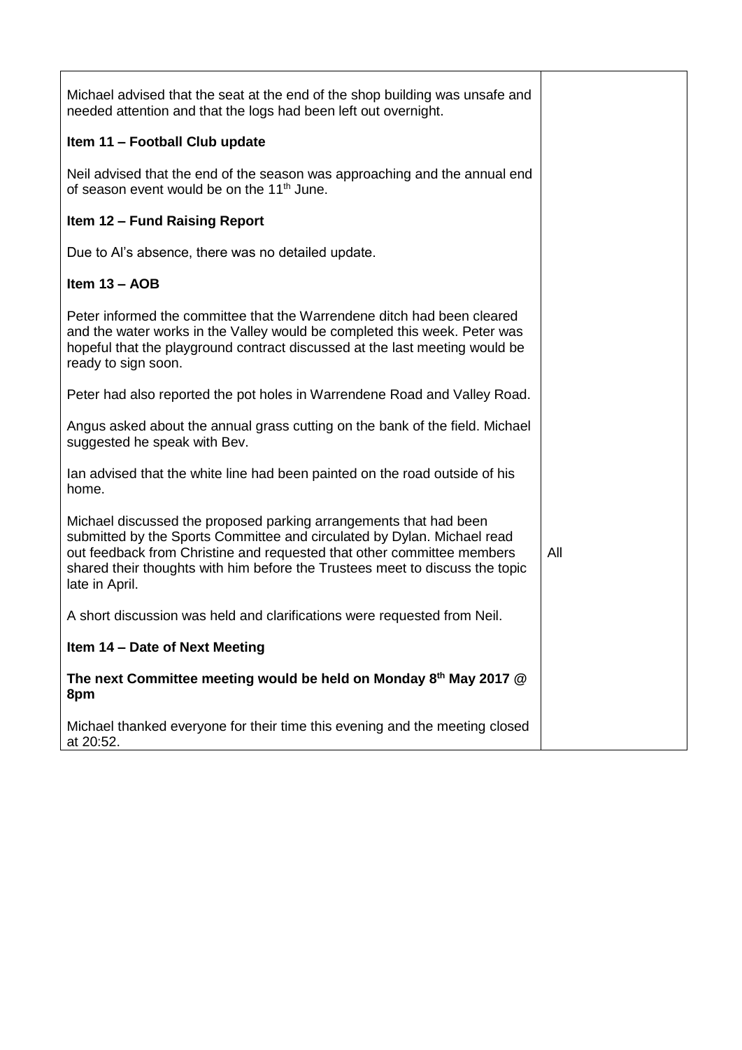| | |
|---|---|
| Michael advised that the seat at the end of the shop building was unsafe and needed attention and that the logs had been left out overnight. | |
| **Item 11 – Football Club update** | |
| Neil advised that the end of the season was approaching and the annual end of season event would be on the 11th June. | |
| **Item 12 – Fund Raising Report** | |
| Due to Al's absence, there was no detailed update. | |
| **Item 13 – AOB** | |
| Peter informed the committee that the Warrendene ditch had been cleared and the water works in the Valley would be completed this week. Peter was hopeful that the playground contract discussed at the last meeting would be ready to sign soon. | |
| Peter had also reported the pot holes in Warrendene Road and Valley Road. | |
| Angus asked about the annual grass cutting on the bank of the field. Michael suggested he speak with Bev. | |
| Ian advised that the white line had been painted on the road outside of his home. | |
| Michael discussed the proposed parking arrangements that had been submitted by the Sports Committee and circulated by Dylan. Michael read out feedback from Christine and requested that other committee members shared their thoughts with him before the Trustees meet to discuss the topic late in April. | All |
| A short discussion was held and clarifications were requested from Neil. | |
| **Item 14 – Date of Next Meeting** | |
| **The next Committee meeting would be held on Monday 8th May 2017 @ 8pm** | |
| Michael thanked everyone for their time this evening and the meeting closed at 20:52. | |